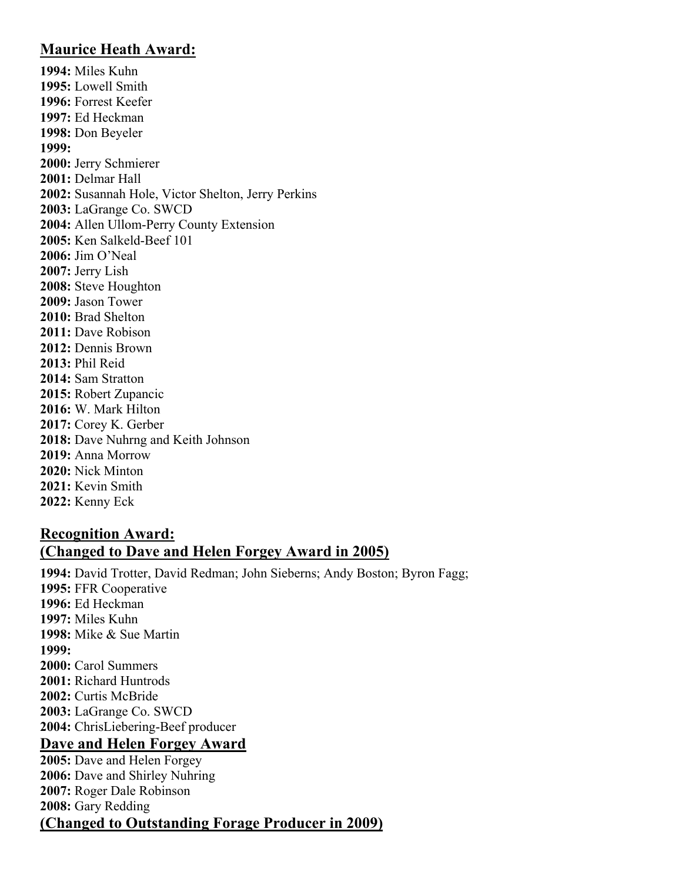## Maurice Heath Award:

**1994:** Miles Kuhn
**1995:** Lowell Smith
**1996:** Forrest Keefer
**1997:** Ed Heckman
**1998:** Don Beyeler
**1999:**
**2000:** Jerry Schmierer
**2001:** Delmar Hall
**2002:** Susannah Hole, Victor Shelton, Jerry Perkins
**2003:** LaGrange Co. SWCD
**2004:** Allen Ullom-Perry County Extension
**2005:** Ken Salkeld-Beef 101
**2006:** Jim O'Neal
**2007:** Jerry Lish
**2008:** Steve Houghton
**2009:** Jason Tower
**2010:** Brad Shelton
**2011:** Dave Robison
**2012:** Dennis Brown
**2013:** Phil Reid
**2014:** Sam Stratton
**2015:** Robert Zupancic
**2016:** W. Mark Hilton
**2017:** Corey K. Gerber
**2018:** Dave Nuhrng and Keith Johnson
**2019:** Anna Morrow
**2020:** Nick Minton
**2021:** Kevin Smith
**2022:** Kenny Eck

## Recognition Award:
## (Changed to Dave and Helen Forgey Award in 2005)

**1994:** David Trotter, David Redman; John Sieberns; Andy Boston; Byron Fagg;
**1995:** FFR Cooperative
**1996:** Ed Heckman
**1997:** Miles Kuhn
**1998:** Mike & Sue Martin
**1999:**
**2000:** Carol Summers
**2001:** Richard Huntrods
**2002:** Curtis McBride
**2003:** LaGrange Co. SWCD
**2004:** ChrisLiebering-Beef producer

## Dave and Helen Forgey Award

**2005:** Dave and Helen Forgey
**2006:** Dave and Shirley Nuhring
**2007:** Roger Dale Robinson
**2008:** Gary Redding

## (Changed to Outstanding Forage Producer in 2009)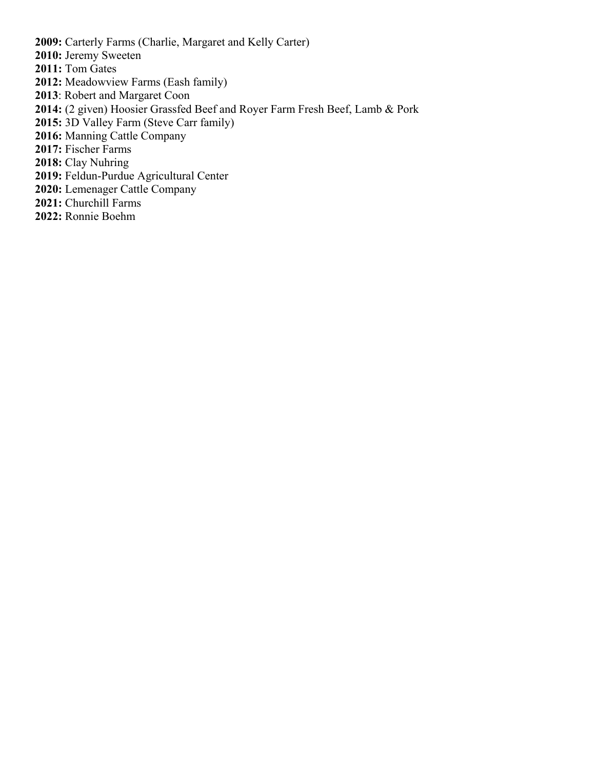**2009:** Carterly Farms (Charlie, Margaret and Kelly Carter)
**2010:** Jeremy Sweeten
**2011:** Tom Gates
**2012:** Meadowview Farms (Eash family)
**2013**: Robert and Margaret Coon
**2014:** (2 given) Hoosier Grassfed Beef and Royer Farm Fresh Beef, Lamb & Pork
**2015:** 3D Valley Farm (Steve Carr family)
**2016:** Manning Cattle Company
**2017:** Fischer Farms
**2018:** Clay Nuhring
**2019:** Feldun-Purdue Agricultural Center
**2020:** Lemenager Cattle Company
**2021:** Churchill Farms
**2022:** Ronnie Boehm